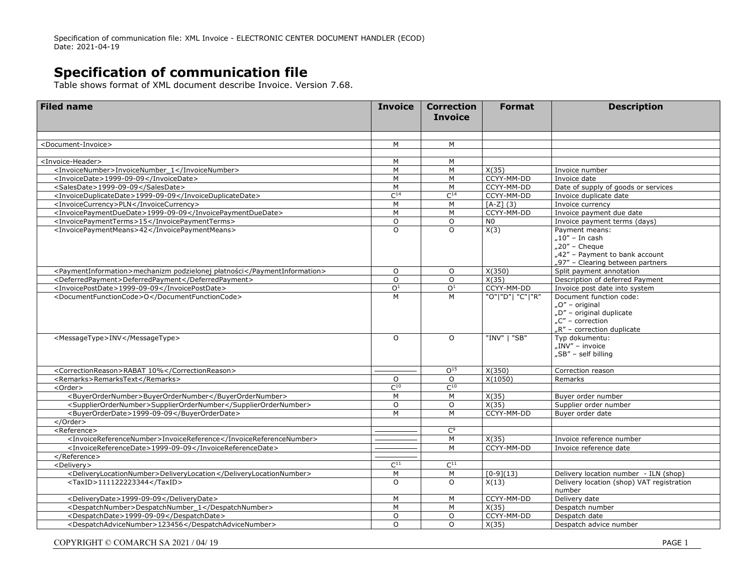# Specification of communication file

Table shows format of XML document describe Invoice. Version 7.68.

| Filed name | Invoice | Correction Invoice | Format | Description |
|---|---|---|---|---|
| | | | | |
| <Document-Invoice> | M | M | | |
| | | | | |
| <Invoice-Header> | M | M | | |
| <InvoiceNumber>InvoiceNumber_1</InvoiceNumber> | M | M | X(35) | Invoice number |
| <InvoiceDate>1999-09-09</InvoiceDate> | M | M | CCYY-MM-DD | Invoice date |
| <SalesDate>1999-09-09</SalesDate> | M | M | CCYY-MM-DD | Date of supply of goods or services |
| <InvoiceDuplicateDate>1999-09-09</InvoiceDuplicateDate> | C[14] | C[14] | CCYY-MM-DD | Invoice duplicate date |
| <InvoiceCurrency>PLN</InvoiceCurrency> | M | M | [A-Z] (3) | Invoice currency |
| <InvoicePaymentDueDate>1999-09-09</InvoicePaymentDueDate> | M | M | CCYY-MM-DD | Invoice payment due date |
| <InvoicePaymentTerms>15</InvoicePaymentTerms> | O | O | N0 | Invoice payment terms (days) |
| <InvoicePaymentMeans>42</InvoicePaymentMeans> | O | O | X(3) | Payment means:<br>„10" – In cash<br>„20" – Cheque<br>„42" – Payment to bank account<br>„97" – Clearing between partners |
| <PaymentInformation>mechanizm podzielonej płatności</PaymentInformation> | O | O | X(350) | Split payment annotation |
| <DeferredPayment>DeferredPayment</DeferredPayment> | O | O | X(35) | Description of deferred Payment |
| <InvoicePostDate>1999-09-09</InvoicePostDate> | O[1] | O[1] | CCYY-MM-DD | Invoice post date into system |
| <DocumentFunctionCode>O</DocumentFunctionCode> | M | M | "O"\|"D"\| "C"\|"R" | Document function code:<br>„O" – original<br>„D" – original duplicate<br>„C" – correction<br>„R" – correction duplicate |
| <MessageType>INV</MessageType> | O | O | "INV" \| "SB" | Typ dokumentu:<br>„INV" – invoice<br>„SB" – self billing |
| <CorrectionReason>RABAT 10%</CorrectionReason> | ——— | O[15] | X(350) | Correction reason |
| <Remarks>RemarksText</Remarks> | O | O | X(1050) | Remarks |
| <Order> | C[10] | C[10] | | |
| <BuyerOrderNumber>BuyerOrderNumber</BuyerOrderNumber> | M | M | X(35) | Buyer order number |
| <SupplierOrderNumber>SupplierOrderNumber</SupplierOrderNumber> | O | O | X(35) | Supplier order number |
| <BuyerOrderDate>1999-09-09</BuyerOrderDate> | M | M | CCYY-MM-DD | Buyer order date |
| </Order> | | | | |
| <Reference> | ——— | C[9] | | |
| <InvoiceReferenceNumber>InvoiceReference</InvoiceReferenceNumber> | ——— | M | X(35) | Invoice reference number |
| <InvoiceReferenceDate>1999-09-09</InvoiceReferenceDate> | ——— | M | CCYY-MM-DD | Invoice reference date |
| </Reference> | ——— | | | |
| <Delivery> | C[11] | C[11] | | |
| <DeliveryLocationNumber>DeliveryLocation</DeliveryLocationNumber> | M | M | [0-9](13) | Delivery location number - ILN (shop) |
| <TaxID>111122223344</TaxID> | O | O | X(13) | Delivery location (shop) VAT registration number |
| <DeliveryDate>1999-09-09</DeliveryDate> | M | M | CCYY-MM-DD | Delivery date |
| <DespatchNumber>DespatchNumber_1</DespatchNumber> | M | M | X(35) | Despatch number |
| <DespatchDate>1999-09-09</DespatchDate> | O | O | CCYY-MM-DD | Despatch date |
| <DespatchAdviceNumber>123456</DespatchAdviceNumber> | O | O | X(35) | Despatch advice number |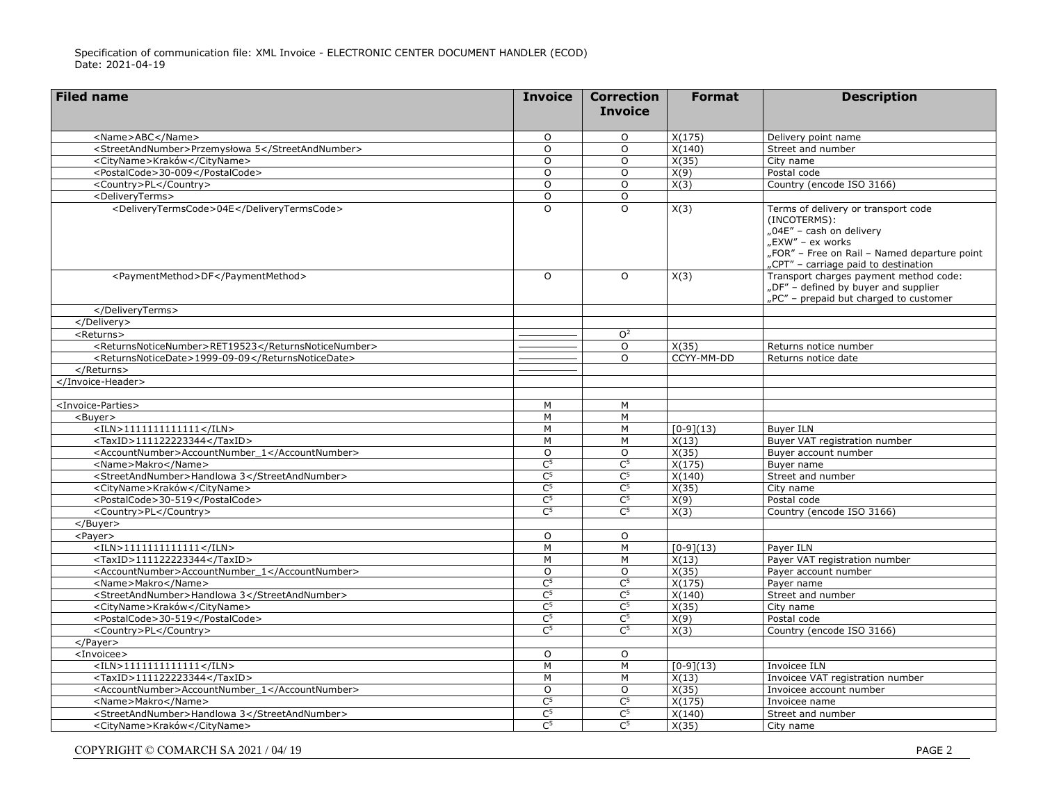| Filed name | Invoice | Correction Invoice | Format | Description |
|---|---|---|---|---|
| <Name>ABC</Name> | O | O | X(175) | Delivery point name |
| <StreetAndNumber>Przemysłowa 5</StreetAndNumber> | O | O | X(140) | Street and number |
| <CityName>Kraków</CityName> | O | O | X(35) | City name |
| <PostalCode>30-009</PostalCode> | O | O | X(9) | Postal code |
| <Country>PL</Country> | O | O | X(3) | Country (encode ISO 3166) |
| <DeliveryTerms> | O | O | | |
| <DeliveryTermsCode>04E</DeliveryTermsCode> | O | O | X(3) | Terms of delivery or transport code (INCOTERMS): „04E" – cash on delivery „EXW" – ex works „FOR" – Free on Rail – Named departure point „CPT" – carriage paid to destination |
| <PaymentMethod>DF</PaymentMethod> | O | O | X(3) | Transport charges payment method code: „DF" – defined by buyer and supplier „PC" – prepaid but charged to customer |
| </DeliveryTerms> | | | | |
| </Delivery> | | | | |
| <Returns> | ——— | O[2] | | |
| <ReturnsNoticeNumber>RET19523</ReturnsNoticeNumber> | ——— | O | X(35) | Returns notice number |
| <ReturnsNoticeDate>1999-09-09</ReturnsNoticeDate> | ——— | O | CCYY-MM-DD | Returns notice date |
| </Returns> | ——— | | | |
| </Invoice-Header> | | | | |
| | | | | |
| <Invoice-Parties> | M | M | | |
| <Buyer> | M | M | | |
| <ILN>1111111111111</ILN> | M | M | [0-9](13) | Buyer ILN |
| <TaxID>111122223344</TaxID> | M | M | X(13) | Buyer VAT registration number |
| <AccountNumber>AccountNumber_1</AccountNumber> | O | O | X(35) | Buyer account number |
| <Name>Makro</Name> | C[5] | C[5] | X(175) | Buyer name |
| <StreetAndNumber>Handlowa 3</StreetAndNumber> | C[5] | C[5] | X(140) | Street and number |
| <CityName>Kraków</CityName> | C[5] | C[5] | X(35) | City name |
| <PostalCode>30-519</PostalCode> | C[5] | C[5] | X(9) | Postal code |
| <Country>PL</Country> | C[5] | C[5] | X(3) | Country (encode ISO 3166) |
| </Buyer> | | | | |
| <Payer> | O | O | | |
| <ILN>1111111111111</ILN> | M | M | [0-9](13) | Payer ILN |
| <TaxID>111122223344</TaxID> | M | M | X(13) | Payer VAT registration number |
| <AccountNumber>AccountNumber_1</AccountNumber> | O | O | X(35) | Payer account number |
| <Name>Makro</Name> | C[5] | C[5] | X(175) | Payer name |
| <StreetAndNumber>Handlowa 3</StreetAndNumber> | C[5] | C[5] | X(140) | Street and number |
| <CityName>Kraków</CityName> | C[5] | C[5] | X(35) | City name |
| <PostalCode>30-519</PostalCode> | C[5] | C[5] | X(9) | Postal code |
| <Country>PL</Country> | C[5] | C[5] | X(3) | Country (encode ISO 3166) |
| </Payer> | | | | |
| <Invoicee> | O | O | | |
| <ILN>1111111111111</ILN> | M | M | [0-9](13) | Invoicee ILN |
| <TaxID>111122223344</TaxID> | M | M | X(13) | Invoicee VAT registration number |
| <AccountNumber>AccountNumber_1</AccountNumber> | O | O | X(35) | Invoicee account number |
| <Name>Makro</Name> | C[5] | C[5] | X(175) | Invoicee name |
| <StreetAndNumber>Handlowa 3</StreetAndNumber> | C[5] | C[5] | X(140) | Street and number |
| <CityName>Kraków</CityName> | C[5] | C[5] | X(35) | City name |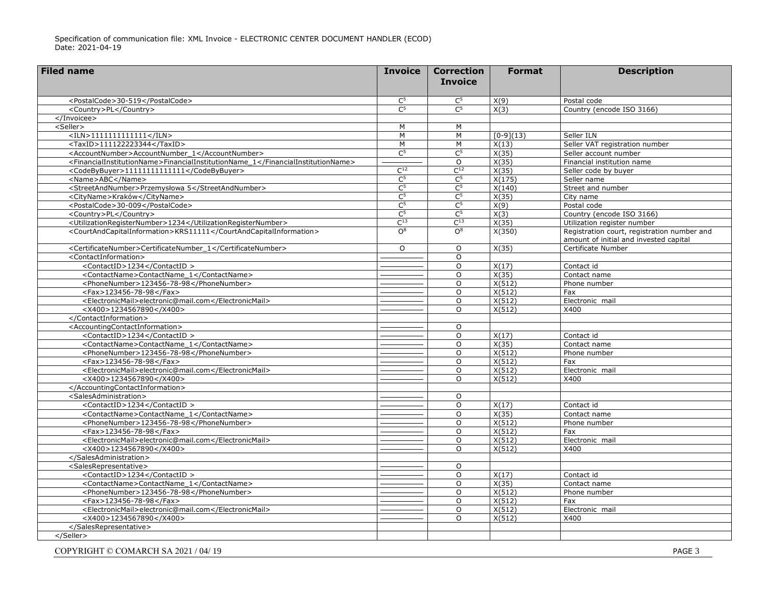| Filed name | Invoice | Correction Invoice | Format | Description |
| --- | --- | --- | --- | --- |
| <PostalCode>30-519</PostalCode> | C[5] | C[5] | X(9) | Postal code |
| <Country>PL</Country> | C[5] | C[5] | X(3) | Country (encode ISO 3166) |
| </Invoicee> | | | | |
| <Seller> | M | M | | |
| <ILN>1111111111111</ILN> | M | M | [0-9](13) | Seller ILN |
| <TaxID>111122223344</TaxID> | M | M | X(13) | Seller VAT registration number |
| <AccountNumber>AccountNumber_1</AccountNumber> | C[5] | C[5] | X(35) | Seller account number |
| <FinancialInstitutionName>FinancialInstitutionName_1</FinancialInstitutionName> | ——— | O | X(35) | Financial institution name |
| <CodeByBuyer>11111111111111</CodeByBuyer> | C[12] | C[12] | X(35) | Seller code by buyer |
| <Name>ABC</Name> | C[5] | C[5] | X(175) | Seller name |
| <StreetAndNumber>Przemysłowa 5</StreetAndNumber> | C[5] | C[5] | X(140) | Street and number |
| <CityName>Kraków</CityName> | C[5] | C[5] | X(35) | City name |
| <PostalCode>30-009</PostalCode> | C[5] | C[5] | X(9) | Postal code |
| <Country>PL</Country> | C[5] | C[5] | X(3) | Country (encode ISO 3166) |
| <UtilizationRegisterNumber>1234</UtilizationRegisterNumber> | C[13] | C[13] | X(35) | Utilization register number |
| <CourtAndCapitalInformation>KRS11111</CourtAndCapitalInformation> | O[8] | O[8] | X(350) | Registration court, registration number and amount of initial and invested capital |
| <CertificateNumber>CertificateNumber_1</CertificateNumber> | O | O | X(35) | Certificate Number |
| <ContactInformation> | ——— | O | | |
| <ContactID>1234</ContactID > | ——— | O | X(17) | Contact id |
| <ContactName>ContactName_1</ContactName> | ——— | O | X(35) | Contact name |
| <PhoneNumber>123456-78-98</PhoneNumber> | ——— | O | X(512) | Phone number |
| <Fax>123456-78-98</Fax> | ——— | O | X(512) | Fax |
| <ElectronicMail>electronic@mail.com</ElectronicMail> | ——— | O | X(512) | Electronic mail |
| <X400>1234567890</X400> | ——— | O | X(512) | X400 |
| </ContactInformation> | | | | |
| <AccountingContactInformation> | ——— | O | | |
| <ContactID>1234</ContactID > | ——— | O | X(17) | Contact id |
| <ContactName>ContactName_1</ContactName> | ——— | O | X(35) | Contact name |
| <PhoneNumber>123456-78-98</PhoneNumber> | ——— | O | X(512) | Phone number |
| <Fax>123456-78-98</Fax> | ——— | O | X(512) | Fax |
| <ElectronicMail>electronic@mail.com</ElectronicMail> | ——— | O | X(512) | Electronic mail |
| <X400>1234567890</X400> | ——— | O | X(512) | X400 |
| </AccountingContactInformation> | | | | |
| <SalesAdministration> | ——— | O | | |
| <ContactID>1234</ContactID > | ——— | O | X(17) | Contact id |
| <ContactName>ContactName_1</ContactName> | ——— | O | X(35) | Contact name |
| <PhoneNumber>123456-78-98</PhoneNumber> | ——— | O | X(512) | Phone number |
| <Fax>123456-78-98</Fax> | ——— | O | X(512) | Fax |
| <ElectronicMail>electronic@mail.com</ElectronicMail> | ——— | O | X(512) | Electronic mail |
| <X400>1234567890</X400> | ——— | O | X(512) | X400 |
| </SalesAdministration> | | | | |
| <SalesRepresentative> | ——— | O | | |
| <ContactID>1234</ContactID > | ——— | O | X(17) | Contact id |
| <ContactName>ContactName_1</ContactName> | ——— | O | X(35) | Contact name |
| <PhoneNumber>123456-78-98</PhoneNumber> | ——— | O | X(512) | Phone number |
| <Fax>123456-78-98</Fax> | ——— | O | X(512) | Fax |
| <ElectronicMail>electronic@mail.com</ElectronicMail> | ——— | O | X(512) | Electronic mail |
| <X400>1234567890</X400> | ——— | O | X(512) | X400 |
| </SalesRepresentative> | | | | |
| </Seller> | | | | |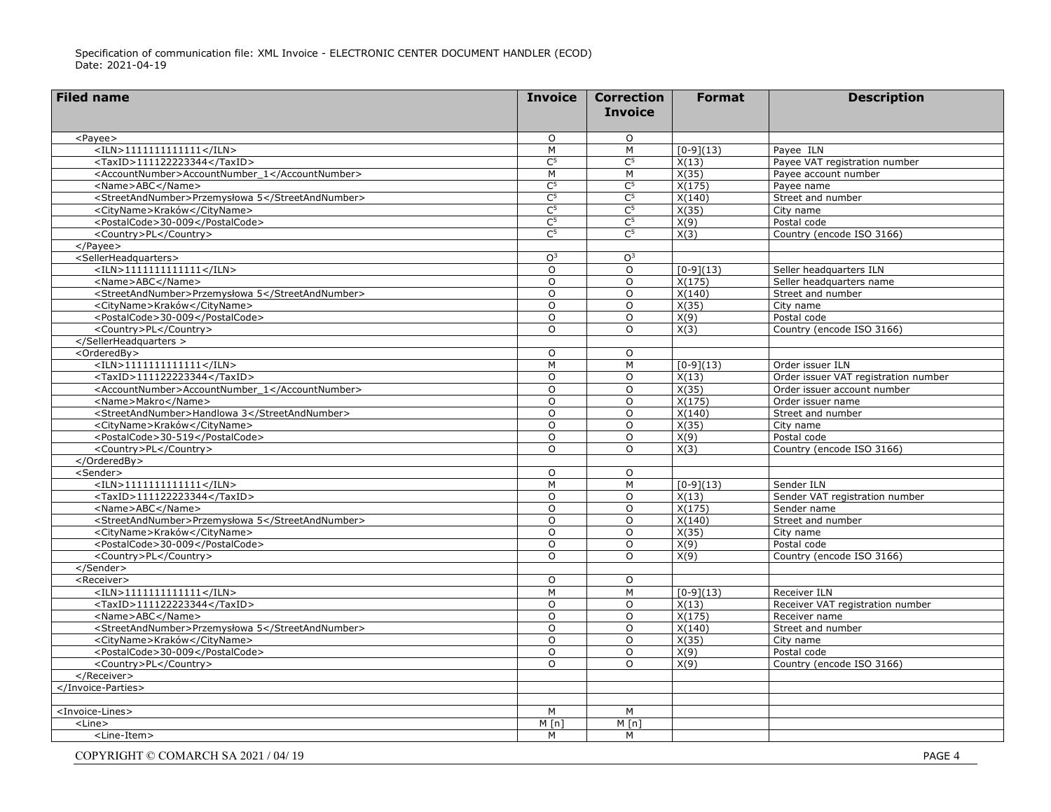| Filed name | Invoice | Correction Invoice | Format | Description |
|---|---|---|---|---|
| <Payee> | O | O | | |
| <ILN>1111111111111</ILN> | M | M | [0-9](13) | Payee ILN |
| <TaxID>111122223344</TaxID> | C[5] | C[5] | X(13) | Payee VAT registration number |
| <AccountNumber>AccountNumber_1</AccountNumber> | M | M | X(35) | Payee account number |
| <Name>ABC</Name> | C[5] | C[5] | X(175) | Payee name |
| <StreetAndNumber>Przemysłowa 5</StreetAndNumber> | C[5] | C[5] | X(140) | Street and number |
| <CityName>Kraków</CityName> | C[5] | C[5] | X(35) | City name |
| <PostalCode>30-009</PostalCode> | C[5] | C[5] | X(9) | Postal code |
| <Country>PL</Country> | C[5] | C[5] | X(3) | Country (encode ISO 3166) |
| </Payee> | | | | |
| <SellerHeadquarters> | O[3] | O[3] | | |
| <ILN>1111111111111</ILN> | O | O | [0-9](13) | Seller headquarters ILN |
| <Name>ABC</Name> | O | O | X(175) | Seller headquarters name |
| <StreetAndNumber>Przemysłowa 5</StreetAndNumber> | O | O | X(140) | Street and number |
| <CityName>Kraków</CityName> | O | O | X(35) | City name |
| <PostalCode>30-009</PostalCode> | O | O | X(9) | Postal code |
| <Country>PL</Country> | O | O | X(3) | Country (encode ISO 3166) |
| </SellerHeadquarters > | | | | |
| <OrderedBy> | O | O | | |
| <ILN>1111111111111</ILN> | M | M | [0-9](13) | Order issuer ILN |
| <TaxID>111122223344</TaxID> | O | O | X(13) | Order issuer VAT registration number |
| <AccountNumber>AccountNumber_1</AccountNumber> | O | O | X(35) | Order issuer account number |
| <Name>Makro</Name> | O | O | X(175) | Order issuer name |
| <StreetAndNumber>Handlowa 3</StreetAndNumber> | O | O | X(140) | Street and number |
| <CityName>Kraków</CityName> | O | O | X(35) | City name |
| <PostalCode>30-519</PostalCode> | O | O | X(9) | Postal code |
| <Country>PL</Country> | O | O | X(3) | Country (encode ISO 3166) |
| </OrderedBy> | | | | |
| <Sender> | O | O | | |
| <ILN>1111111111111</ILN> | M | M | [0-9](13) | Sender ILN |
| <TaxID>111122223344</TaxID> | O | O | X(13) | Sender VAT registration number |
| <Name>ABC</Name> | O | O | X(175) | Sender name |
| <StreetAndNumber>Przemysłowa 5</StreetAndNumber> | O | O | X(140) | Street and number |
| <CityName>Kraków</CityName> | O | O | X(35) | City name |
| <PostalCode>30-009</PostalCode> | O | O | X(9) | Postal code |
| <Country>PL</Country> | O | O | X(9) | Country (encode ISO 3166) |
| </Sender> | | | | |
| <Receiver> | O | O | | |
| <ILN>1111111111111</ILN> | M | M | [0-9](13) | Receiver ILN |
| <TaxID>111122223344</TaxID> | O | O | X(13) | Receiver VAT registration number |
| <Name>ABC</Name> | O | O | X(175) | Receiver name |
| <StreetAndNumber>Przemysłowa 5</StreetAndNumber> | O | O | X(140) | Street and number |
| <CityName>Kraków</CityName> | O | O | X(35) | City name |
| <PostalCode>30-009</PostalCode> | O | O | X(9) | Postal code |
| <Country>PL</Country> | O | O | X(9) | Country (encode ISO 3166) |
| </Receiver> | | | | |
| </Invoice-Parties> | | | | |
| | | | | |
| <Invoice-Lines> | M | M | | |
| <Line> | M [n] | M [n] | | |
| <Line-Item> | M | M | | |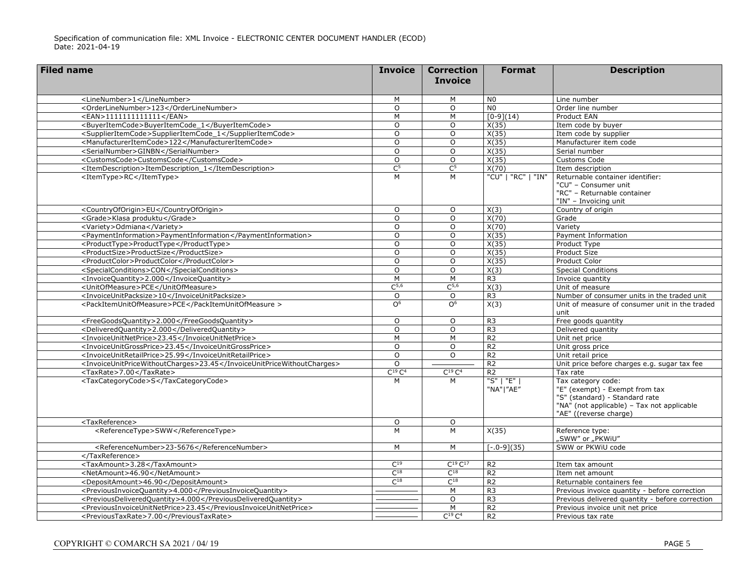| Filed name | Invoice | Correction Invoice | Format | Description |
|---|---|---|---|---|
| <LineNumber>1</LineNumber> | M | M | N0 | Line number |
| <OrderLineNumber>123</OrderLineNumber> | O | O | N0 | Order line number |
| <EAN>1111111111111</EAN> | M | M | [0-9](14) | Product EAN |
| <BuyerItemCode>BuyerItemCode_1</BuyerItemCode> | O | O | X(35) | Item code by buyer |
| <SupplierItemCode>SupplierItemCode_1</SupplierItemCode> | O | O | X(35) | Item code by supplier |
| <ManufacturerItemCode>122</ManufacturerItemCode> | O | O | X(35) | Manufacturer item code |
| <SerialNumber>GINBN</SerialNumber> | O | O | X(35) | Serial number |
| <CustomsCode>CustomsCode</CustomsCode> | O | O | X(35) | Customs Code |
| <ItemDescription>ItemDescription_1</ItemDescription> | C[5] | C[5] | X(70) | Item description |
| <ItemType>RC</ItemType> | M | M | "CU" \| "RC" \| "IN" | Returnable container identifier:<br>"CU" – Consumer unit<br>"RC" – Returnable container<br>"IN" – Invoicing unit |
| <CountryOfOrigin>EU</CountryOfOrigin> | O | O | X(3) | Country of origin |
| <Grade>Klasa produktu</Grade> | O | O | X(70) | Grade |
| <Variety>Odmiana</Variety> | O | O | X(70) | Variety |
| <PaymentInformation>PaymentInformation</PaymentInformation> | O | O | X(35) | Payment Information |
| <ProductType>ProductType</ProductType> | O | O | X(35) | Product Type |
| <ProductSize>ProductSize</ProductSize> | O | O | X(35) | Product Size |
| <ProductColor>ProductColor</ProductColor> | O | O | X(35) | Product Color |
| <SpecialConditions>CON</SpecialConditions> | O | O | X(3) | Special Conditions |
| <InvoiceQuantity>2.000</InvoiceQuantity> | M | M | R3 | Invoice quantity |
| <UnitOfMeasure>PCE</UnitOfMeasure> | C[5,6] | C[5,6] | X(3) | Unit of measure |
| <InvoiceUnitPacksize>10</InvoiceUnitPacksize> | O | O | R3 | Number of consumer units in the traded unit |
| <PackItemUnitOfMeasure>PCE</PackItemUnitOfMeasure > | O[6] | O[6] | X(3) | Unit of measure of consumer unit in the traded unit |
| <FreeGoodsQuantity>2.000</FreeGoodsQuantity> | O | O | R3 | Free goods quantity |
| <DeliveredQuantity>2.000</DeliveredQuantity> | O | O | R3 | Delivered quantity |
| <InvoiceUnitNetPrice>23.45</InvoiceUnitNetPrice> | M | M | R2 | Unit net price |
| <InvoiceUnitGrossPrice>23.45</InvoiceUnitGrossPrice> | O | O | R2 | Unit gross price |
| <InvoiceUnitRetailPrice>25.99</InvoiceUnitRetailPrice> | O | O | R2 | Unit retail price |
| <InvoiceUnitPriceWithoutCharges>23.45</InvoiceUnitPriceWithoutCharges> | O | ——— | R2 | Unit price before charges e.g. sugar tax fee |
| <TaxRate>7.00</TaxRate> | C[19] C[4] | C[19] C[4] | R2 | Tax rate |
| <TaxCategoryCode>S</TaxCategoryCode> | M | M | "S" \| "E" \| "NA"\|"AE" | Tax category code:<br>"E" (exempt) - Exempt from tax<br>"S" (standard) - Standard rate<br>"NA" (not applicable) – Tax not applicable<br>"AE" ((reverse charge) |
| <TaxReference> | O | O | | |
| <ReferenceType>SWW</ReferenceType> | M | M | X(35) | Reference type:<br>„SWW" or „PKWiU" |
| <ReferenceNumber>23-5676</ReferenceNumber> | M | M | [-.0-9](35) | SWW or PKWiU code |
| </TaxReference> | | | | |
| <TaxAmount>3.28</TaxAmount> | C[19] | C[19] C[17] | R2 | Item tax amount |
| <NetAmount>46.90</NetAmount> | C[18] | C[18] | R2 | Item net amount |
| <DepositAmount>46.90</DepositAmount> | C[18] | C[18] | R2 | Returnable containers fee |
| <PreviousInvoiceQuantity>4.000</PreviousInvoiceQuantity> | ——— | M | R3 | Previous invoice quantity - before correction |
| <PreviousDeliveredQuantity>4.000</PreviousDeliveredQuantity> | ——— | O | R3 | Previous delivered quantity - before correction |
| <PreviousInvoiceUnitNetPrice>23.45</PreviousInvoiceUnitNetPrice> | ——— | M | R2 | Previous invoice unit net price |
| <PreviousTaxRate>7.00</PreviousTaxRate> | ——— | C[19] C[4] | R2 | Previous tax rate |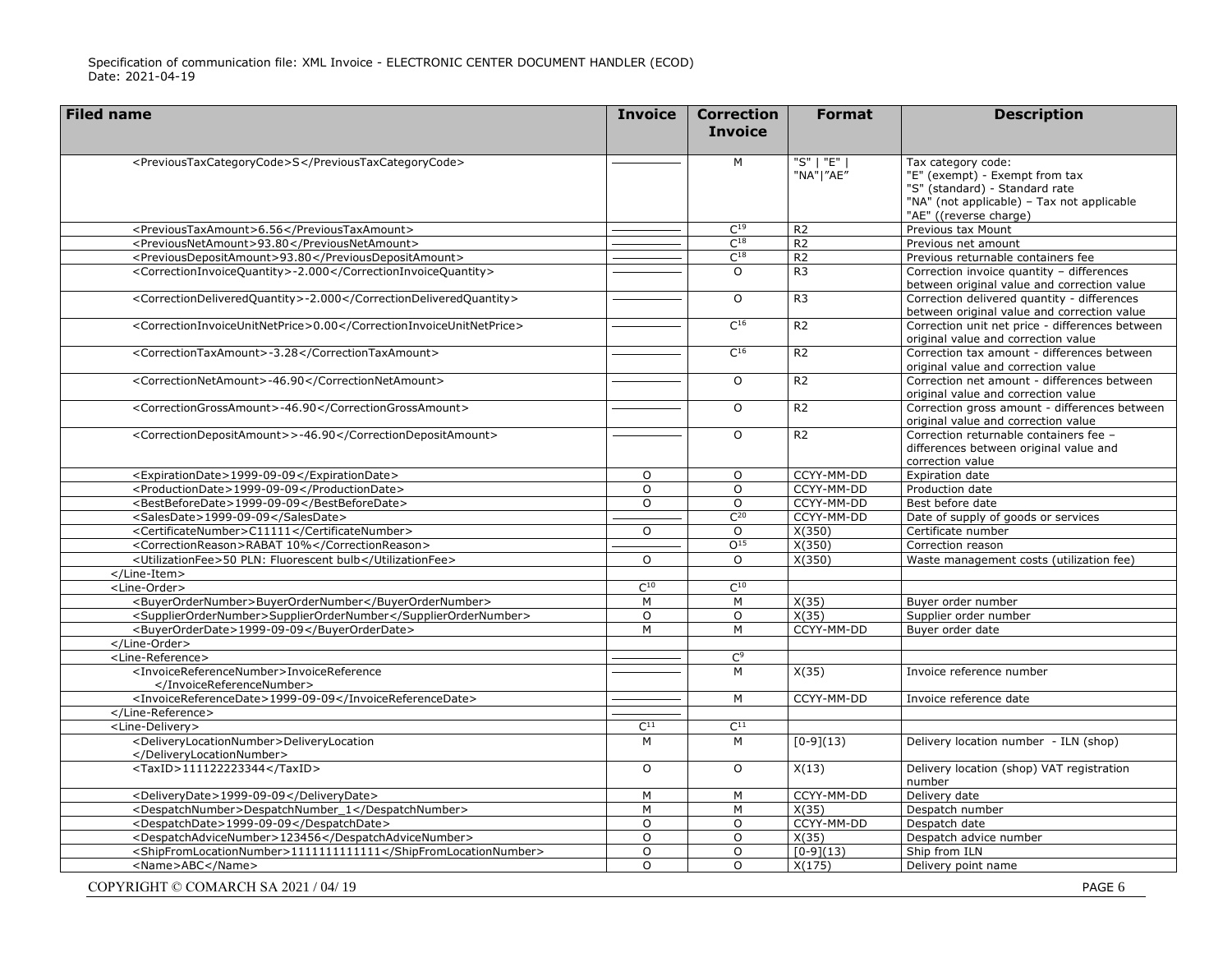| Filed name | Invoice | Correction Invoice | Format | Description |
|---|---|---|---|---|
| <PreviousTaxCategoryCode>S</PreviousTaxCategoryCode> | ———— | M | "S" \| "E" \| "NA"\|"AE" | Tax category code: "E" (exempt) - Exempt from tax "S" (standard) - Standard rate "NA" (not applicable) – Tax not applicable "AE" ((reverse charge) |
| <PreviousTaxAmount>6.56</PreviousTaxAmount> | ———— | C[19] | R2 | Previous tax Mount |
| <PreviousNetAmount>93.80</PreviousNetAmount> | ———— | C[18] | R2 | Previous net amount |
| <PreviousDepositAmount>93.80</PreviousDepositAmount> | ———— | C[18] | R2 | Previous returnable containers fee |
| <CorrectionInvoiceQuantity>-2.000</CorrectionInvoiceQuantity> | ———— | O | R3 | Correction invoice quantity – differences between original value and correction value |
| <CorrectionDeliveredQuantity>-2.000</CorrectionDeliveredQuantity> | ———— | O | R3 | Correction delivered quantity - differences between original value and correction value |
| <CorrectionInvoiceUnitNetPrice>0.00</CorrectionInvoiceUnitNetPrice> | ———— | C[16] | R2 | Correction unit net price - differences between original value and correction value |
| <CorrectionTaxAmount>-3.28</CorrectionTaxAmount> | ———— | C[16] | R2 | Correction tax amount - differences between original value and correction value |
| <CorrectionNetAmount>-46.90</CorrectionNetAmount> | ———— | O | R2 | Correction net amount - differences between original value and correction value |
| <CorrectionGrossAmount>-46.90</CorrectionGrossAmount> | ———— | O | R2 | Correction gross amount - differences between original value and correction value |
| <CorrectionDepositAmount>>-46.90</CorrectionDepositAmount> | ———— | O | R2 | Correction returnable containers fee – differences between original value and correction value |
| <ExpirationDate>1999-09-09</ExpirationDate> | O | O | CCYY-MM-DD | Expiration date |
| <ProductionDate>1999-09-09</ProductionDate> | O | O | CCYY-MM-DD | Production date |
| <BestBeforeDate>1999-09-09</BestBeforeDate> | O | O | CCYY-MM-DD | Best before date |
| <SalesDate>1999-09-09</SalesDate> | ———— | C[20] | CCYY-MM-DD | Date of supply of goods or services |
| <CertificateNumber>C11111</CertificateNumber> | O | O | X(350) | Certificate number |
| <CorrectionReason>RABAT 10%</CorrectionReason> | ———— | O[15] | X(350) | Correction reason |
| <UtilizationFee>50 PLN: Fluorescent bulb</UtilizationFee> | O | O | X(350) | Waste management costs (utilization fee) |
| </Line-Item> | | | | |
| <Line-Order> | C[10] | C[10] | | |
| <BuyerOrderNumber>BuyerOrderNumber</BuyerOrderNumber> | M | M | X(35) | Buyer order number |
| <SupplierOrderNumber>SupplierOrderNumber</SupplierOrderNumber> | O | O | X(35) | Supplier order number |
| <BuyerOrderDate>1999-09-09</BuyerOrderDate> | M | M | CCYY-MM-DD | Buyer order date |
| </Line-Order> | | | | |
| <Line-Reference> | ———— | C[9] | | |
| <InvoiceReferenceNumber>InvoiceReference </InvoiceReferenceNumber> | ———— | M | X(35) | Invoice reference number |
| <InvoiceReferenceDate>1999-09-09</InvoiceReferenceDate> | ———— | M | CCYY-MM-DD | Invoice reference date |
| </Line-Reference> | ———— | | | |
| <Line-Delivery> | C[11] | C[11] | | |
| <DeliveryLocationNumber>DeliveryLocation </DeliveryLocationNumber> | M | M | [0-9](13) | Delivery location number - ILN (shop) |
| <TaxID>111122223344</TaxID> | O | O | X(13) | Delivery location (shop) VAT registration number |
| <DeliveryDate>1999-09-09</DeliveryDate> | M | M | CCYY-MM-DD | Delivery date |
| <DespatchNumber>DespatchNumber_1</DespatchNumber> | M | M | X(35) | Despatch number |
| <DespatchDate>1999-09-09</DespatchDate> | O | O | CCYY-MM-DD | Despatch date |
| <DespatchAdviceNumber>123456</DespatchAdviceNumber> | O | O | X(35) | Despatch advice number |
| <ShipFromLocationNumber>1111111111111</ShipFromLocationNumber> | O | O | [0-9](13) | Ship from ILN |
| <Name>ABC</Name> | O | O | X(175) | Delivery point name |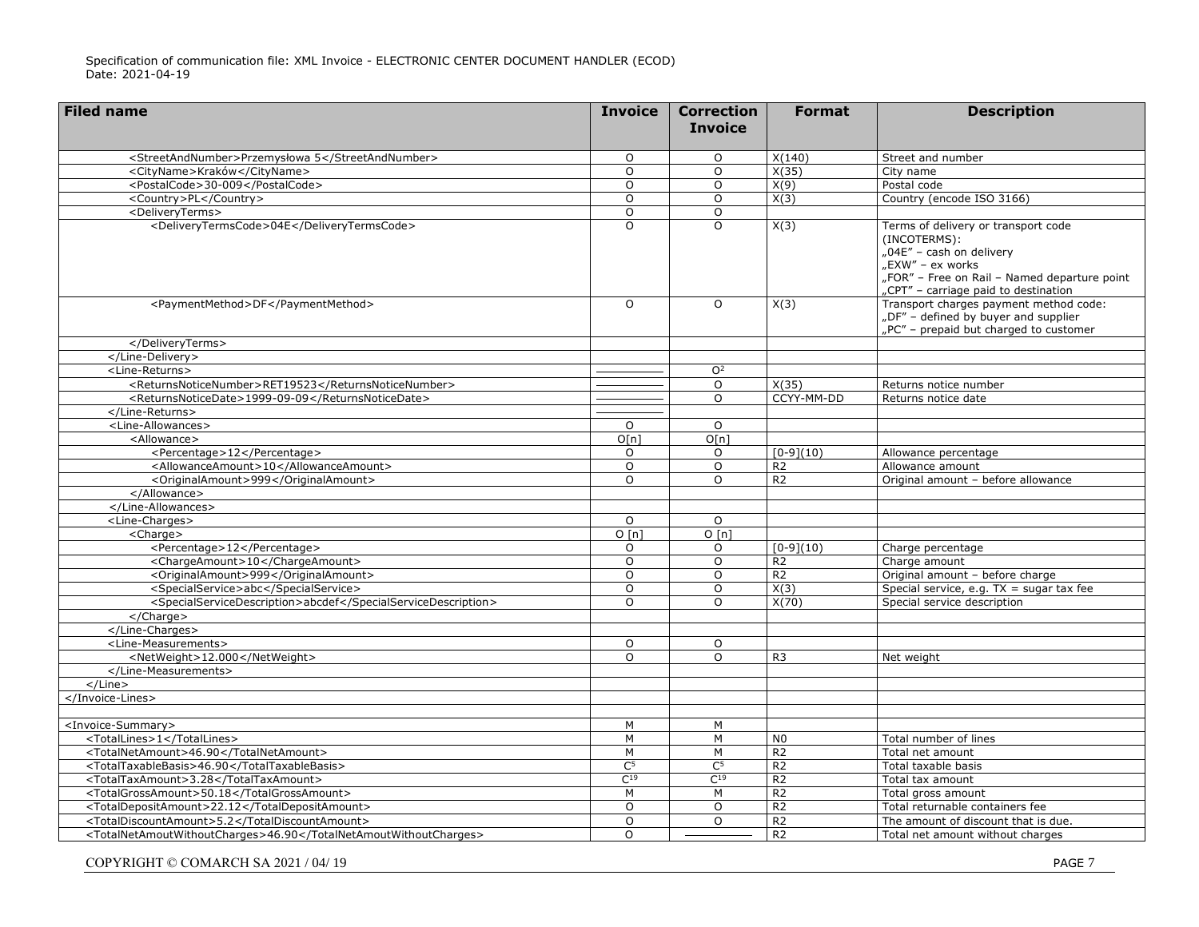| Filed name | Invoice | Correction Invoice | Format | Description |
| --- | --- | --- | --- | --- |
| <StreetAndNumber>Przemysłowa 5</StreetAndNumber> | O | O | X(140) | Street and number |
| <CityName>Kraków</CityName> | O | O | X(35) | City name |
| <PostalCode>30-009</PostalCode> | O | O | X(9) | Postal code |
| <Country>PL</Country> | O | O | X(3) | Country (encode ISO 3166) |
| <DeliveryTerms> | O | O | | |
| <DeliveryTermsCode>04E</DeliveryTermsCode> | O | O | X(3) | Terms of delivery or transport code (INCOTERMS): „04E" – cash on delivery „EXW" – ex works „FOR" – Free on Rail – Named departure point „CPT" – carriage paid to destination |
| <PaymentMethod>DF</PaymentMethod> | O | O | X(3) | Transport charges payment method code: „DF" – defined by buyer and supplier „PC" – prepaid but charged to customer |
| </DeliveryTerms> | | | | |
| </Line-Delivery> | | | | |
| <Line-Returns> | ——— | O[2] | | |
| <ReturnsNoticeNumber>RET19523</ReturnsNoticeNumber> | ——— | O | X(35) | Returns notice number |
| <ReturnsNoticeDate>1999-09-09</ReturnsNoticeDate> | ——— | O | CCYY-MM-DD | Returns notice date |
| </Line-Returns> | ——— | | | |
| <Line-Allowances> | O | O | | |
| <Allowance> | O[n] | O[n] | | |
| <Percentage>12</Percentage> | O | O | [0-9](10) | Allowance percentage |
| <AllowanceAmount>10</AllowanceAmount> | O | O | R2 | Allowance amount |
| <OriginalAmount>999</OriginalAmount> | O | O | R2 | Original amount – before allowance |
| </Allowance> | | | | |
| </Line-Allowances> | | | | |
| <Line-Charges> | O | O | | |
| <Charge> | O [n] | O [n] | | |
| <Percentage>12</Percentage> | O | O | [0-9](10) | Charge percentage |
| <ChargeAmount>10</ChargeAmount> | O | O | R2 | Charge amount |
| <OriginalAmount>999</OriginalAmount> | O | O | R2 | Original amount – before charge |
| <SpecialService>abc</SpecialService> | O | O | X(3) | Special service, e.g. TX = sugar tax fee |
| <SpecialServiceDescription>abcdef</SpecialServiceDescription> | O | O | X(70) | Special service description |
| </Charge> | | | | |
| </Line-Charges> | | | | |
| <Line-Measurements> | O | O | | |
| <NetWeight>12.000</NetWeight> | O | O | R3 | Net weight |
| </Line-Measurements> | | | | |
| </Line> | | | | |
| </Invoice-Lines> | | | | |
| | | | | |
| <Invoice-Summary> | M | M | | |
| <TotalLines>1</TotalLines> | M | M | N0 | Total number of lines |
| <TotalNetAmount>46.90</TotalNetAmount> | M | M | R2 | Total net amount |
| <TotalTaxableBasis>46.90</TotalTaxableBasis> | C[5] | C[5] | R2 | Total taxable basis |
| <TotalTaxAmount>3.28</TotalTaxAmount> | C[19] | C[19] | R2 | Total tax amount |
| <TotalGrossAmount>50.18</TotalGrossAmount> | M | M | R2 | Total gross amount |
| <TotalDepositAmount>22.12</TotalDepositAmount> | O | O | R2 | Total returnable containers fee |
| <TotalDiscountAmount>5.2</TotalDiscountAmount> | O | O | R2 | The amount of discount that is due. |
| <TotalNetAmoutWithoutCharges>46.90</TotalNetAmoutWithoutCharges> | O | ——— | R2 | Total net amount without charges |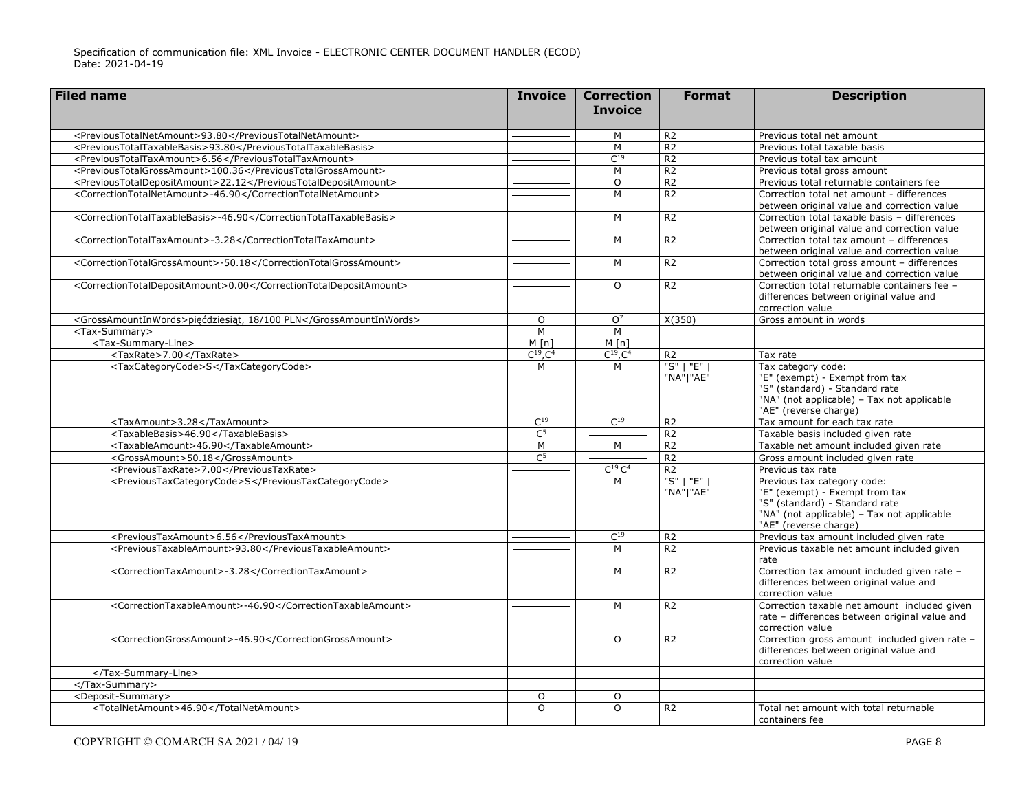| Filed name | Invoice | Correction Invoice | Format | Description |
|---|---|---|---|---|
| <PreviousTotalNetAmount>93.80</PreviousTotalNetAmount> | ——— | M | R2 | Previous total net amount |
| <PreviousTotalTaxableBasis>93.80</PreviousTotalTaxableBasis> | ——— | M | R2 | Previous total taxable basis |
| <PreviousTotalTaxAmount>6.56</PreviousTotalTaxAmount> | ——— | C[19] | R2 | Previous total tax amount |
| <PreviousTotalGrossAmount>100.36</PreviousTotalGrossAmount> | ——— | M | R2 | Previous total gross amount |
| <PreviousTotalDepositAmount>22.12</PreviousTotalDepositAmount> | ——— | O | R2 | Previous total returnable containers fee |
| <CorrectionTotalNetAmount>-46.90</CorrectionTotalNetAmount> | ——— | M | R2 | Correction total net amount - differences between original value and correction value |
| <CorrectionTotalTaxableBasis>-46.90</CorrectionTotalTaxableBasis> | ——— | M | R2 | Correction total taxable basis – differences between original value and correction value |
| <CorrectionTotalTaxAmount>-3.28</CorrectionTotalTaxAmount> | ——— | M | R2 | Correction total tax amount – differences between original value and correction value |
| <CorrectionTotalGrossAmount>-50.18</CorrectionTotalGrossAmount> | ——— | M | R2 | Correction total gross amount – differences between original value and correction value |
| <CorrectionTotalDepositAmount>0.00</CorrectionTotalDepositAmount> | ——— | O | R2 | Correction total returnable containers fee – differences between original value and correction value |
| <GrossAmountInWords>pięćdziesiąt, 18/100 PLN</GrossAmountInWords> | O | O[7] | X(350) | Gross amount in words |
| <Tax-Summary> | M | M | | |
| <Tax-Summary-Line> | M [n] | M [n] | | |
| <TaxRate>7.00</TaxRate> | C[19],C[4] | C[19],C[4] | R2 | Tax rate |
| <TaxCategoryCode>S</TaxCategoryCode> | M | M | "S" \| "E" \| "NA"\|"AE" | Tax category code: "E" (exempt) - Exempt from tax "S" (standard) - Standard rate "NA" (not applicable) – Tax not applicable "AE" (reverse charge) |
| <TaxAmount>3.28</TaxAmount> | C[19] | C[19] | R2 | Tax amount for each tax rate |
| <TaxableBasis>46.90</TaxableBasis> | C[5] | ——— | R2 | Taxable basis included given rate |
| <TaxableAmount>46.90</TaxableAmount> | M | M | R2 | Taxable net amount included given rate |
| <GrossAmount>50.18</GrossAmount> | C[5] | ——— | R2 | Gross amount included given rate |
| <PreviousTaxRate>7.00</PreviousTaxRate> | ——— | C[19] C[4] | R2 | Previous tax rate |
| <PreviousTaxCategoryCode>S</PreviousTaxCategoryCode> | ——— | M | "S" \| "E" \| "NA"\|"AE" | Previous tax category code: "E" (exempt) - Exempt from tax "S" (standard) - Standard rate "NA" (not applicable) – Tax not applicable "AE" (reverse charge) |
| <PreviousTaxAmount>6.56</PreviousTaxAmount> | ——— | C[19] | R2 | Previous tax amount included given rate |
| <PreviousTaxableAmount>93.80</PreviousTaxableAmount> | ——— | M | R2 | Previous taxable net amount included given rate |
| <CorrectionTaxAmount>-3.28</CorrectionTaxAmount> | ——— | M | R2 | Correction tax amount included given rate – differences between original value and correction value |
| <CorrectionTaxableAmount>-46.90</CorrectionTaxableAmount> | ——— | M | R2 | Correction taxable net amount included given rate – differences between original value and correction value |
| <CorrectionGrossAmount>-46.90</CorrectionGrossAmount> | ——— | O | R2 | Correction gross amount included given rate – differences between original value and correction value |
| </Tax-Summary-Line> | | | | |
| </Tax-Summary> | | | | |
| <Deposit-Summary> | O | O | | |
| <TotalNetAmount>46.90</TotalNetAmount> | O | O | R2 | Total net amount with total returnable containers fee |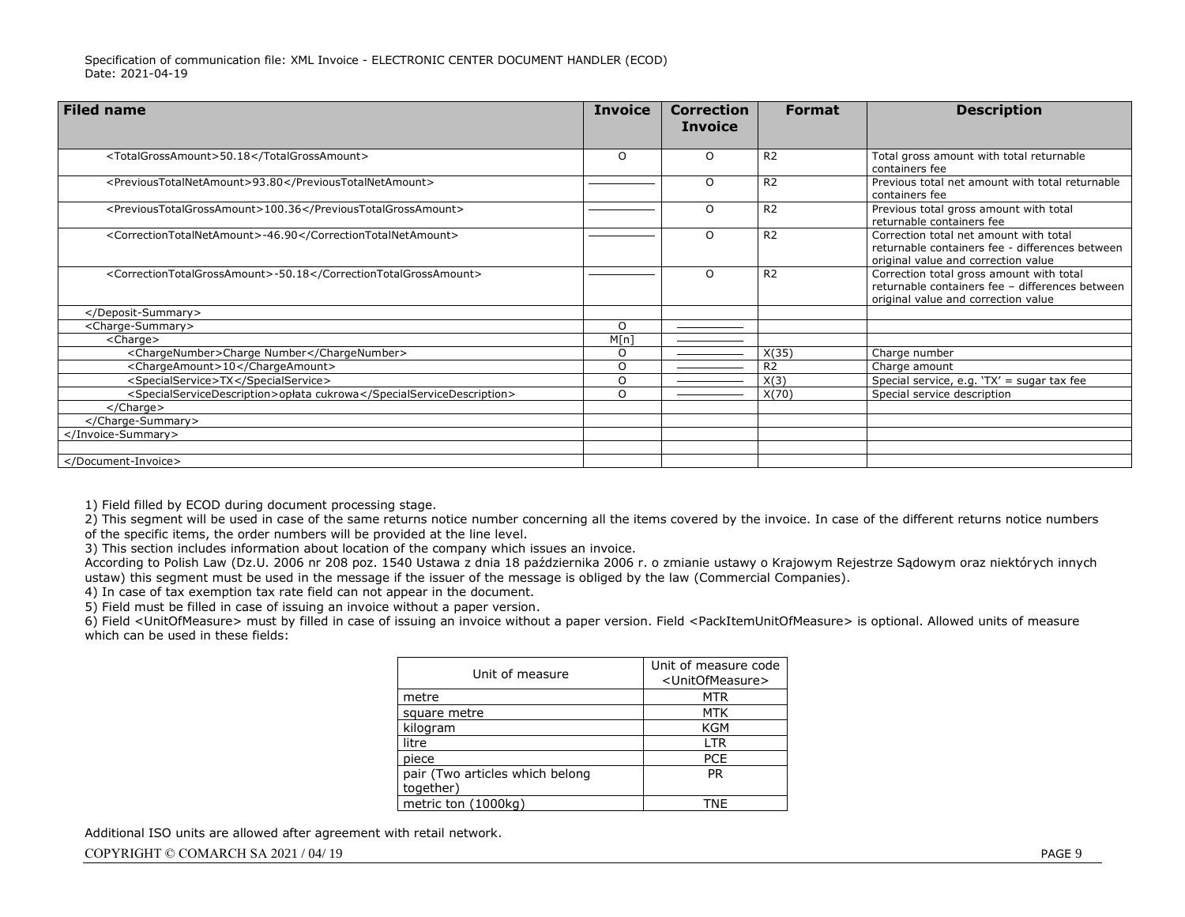| Filed name | Invoice | Correction Invoice | Format | Description |
|---|---|---|---|---|
| &lt;TotalGrossAmount&gt;50.18&lt;/TotalGrossAmount&gt; | O | O | R2 | Total gross amount with total returnable containers fee |
| &lt;PreviousTotalNetAmount&gt;93.80&lt;/PreviousTotalNetAmount&gt; | ——— | O | R2 | Previous total net amount with total returnable containers fee |
| &lt;PreviousTotalGrossAmount&gt;100.36&lt;/PreviousTotalGrossAmount&gt; | ——— | O | R2 | Previous total gross amount with total returnable containers fee |
| &lt;CorrectionTotalNetAmount&gt;-46.90&lt;/CorrectionTotalNetAmount&gt; | ——— | O | R2 | Correction total net amount with total returnable containers fee - differences between original value and correction value |
| &lt;CorrectionTotalGrossAmount&gt;-50.18&lt;/CorrectionTotalGrossAmount&gt; | ——— | O | R2 | Correction total gross amount with total returnable containers fee – differences between original value and correction value |
| &lt;/Deposit-Summary&gt; | | | | |
| &lt;Charge-Summary&gt; | O | ——— | | |
| &lt;Charge&gt; | M[n] | ——— | | |
| &lt;ChargeNumber&gt;Charge Number&lt;/ChargeNumber&gt; | O | ——— | X(35) | Charge number |
| &lt;ChargeAmount&gt;10&lt;/ChargeAmount&gt; | O | ——— | R2 | Charge amount |
| &lt;SpecialService&gt;TX&lt;/SpecialService&gt; | O | ——— | X(3) | Special service, e.g. 'TX' = sugar tax fee |
| &lt;SpecialServiceDescription&gt;opłata cukrowa&lt;/SpecialServiceDescription&gt; | O | ——— | X(70) | Special service description |
| &lt;/Charge&gt; | | | | |
| &lt;/Charge-Summary&gt; | | | | |
| &lt;/Invoice-Summary&gt; | | | | |
| | | | | |
| &lt;/Document-Invoice&gt; | | | | |

1) Field filled by ECOD during document processing stage.
2) This segment will be used in case of the same returns notice number concerning all the items covered by the invoice. In case of the different returns notice numbers of the specific items, the order numbers will be provided at the line level.
3) This section includes information about location of the company which issues an invoice.
According to Polish Law (Dz.U. 2006 nr 208 poz. 1540 Ustawa z dnia 18 października 2006 r. o zmianie ustawy o Krajowym Rejestrze Sądowym oraz niektórych innych ustaw) this segment must be used in the message if the issuer of the message is obliged by the law (Commercial Companies).
4) In case of tax exemption tax rate field can not appear in the document.
5) Field must be filled in case of issuing an invoice without a paper version.
6) Field <UnitOfMeasure> must by filled in case of issuing an invoice without a paper version. Field <PackItemUnitOfMeasure> is optional. Allowed units of measure which can be used in these fields:

| Unit of measure | Unit of measure code &lt;UnitOfMeasure&gt; |
|---|---|
| metre | MTR |
| square metre | MTK |
| kilogram | KGM |
| litre | LTR |
| piece | PCE |
| pair (Two articles which belong together) | PR |
| metric ton (1000kg) | TNE |

Additional ISO units are allowed after agreement with retail network.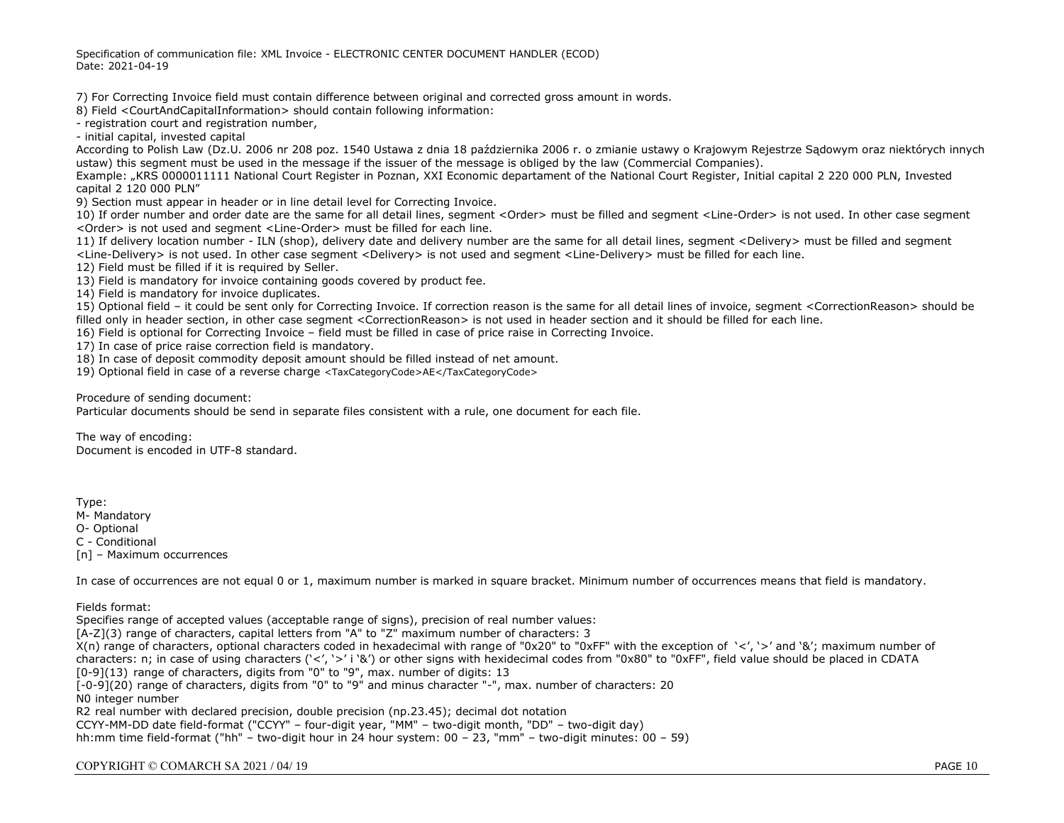7) For Correcting Invoice field must contain difference between original and corrected gross amount in words.
8) Field <CourtAndCapitalInformation> should contain following information:
- registration court and registration number,
- initial capital, invested capital

According to Polish Law (Dz.U. 2006 nr 208 poz. 1540 Ustawa z dnia 18 października 2006 r. o zmianie ustawy o Krajowym Rejestrze Sądowym oraz niektórych innych ustaw) this segment must be used in the message if the issuer of the message is obliged by the law (Commercial Companies).
Example: „KRS 0000011111 National Court Register in Poznan, XXI Economic departament of the National Court Register, Initial capital 2 220 000 PLN, Invested capital 2 120 000 PLN"

9) Section must appear in header or in line detail level for Correcting Invoice.
10) If order number and order date are the same for all detail lines, segment <Order> must be filled and segment <Line-Order> is not used. In other case segment <Order> is not used and segment <Line-Order> must be filled for each line.
11) If delivery location number - ILN (shop), delivery date and delivery number are the same for all detail lines, segment <Delivery> must be filled and segment <Line-Delivery> is not used. In other case segment <Delivery> is not used and segment <Line-Delivery> must be filled for each line.
12) Field must be filled if it is required by Seller.
13) Field is mandatory for invoice containing goods covered by product fee.
14) Field is mandatory for invoice duplicates.
15) Optional field – it could be sent only for Correcting Invoice. If correction reason is the same for all detail lines of invoice, segment <CorrectionReason> should be filled only in header section, in other case segment <CorrectionReason> is not used in header section and it should be filled for each line.
16) Field is optional for Correcting Invoice – field must be filled in case of price raise in Correcting Invoice.
17) In case of price raise correction field is mandatory.
18) In case of deposit commodity deposit amount should be filled instead of net amount.
19) Optional field in case of a reverse charge <TaxCategoryCode>AE</TaxCategoryCode>

Procedure of sending document:
Particular documents should be send in separate files consistent with a rule, one document for each file.

The way of encoding:
Document is encoded in UTF-8 standard.

Type:
M- Mandatory
O- Optional
C - Conditional
[n] – Maximum occurrences

In case of occurrences are not equal 0 or 1, maximum number is marked in square bracket. Minimum number of occurrences means that field is mandatory.

Fields format:
Specifies range of accepted values (acceptable range of signs), precision of real number values:
[A-Z](3) range of characters, capital letters from "A" to "Z" maximum number of characters: 3
X(n) range of characters, optional characters coded in hexadecimal with range of "0x20" to "0xFF" with the exception of '<', '>' and '&'; maximum number of characters: n; in case of using characters ('<', '>' i '&') or other signs with hexidecimal codes from "0x80" to "0xFF", field value should be placed in CDATA
[0-9](13) range of characters, digits from "0" to "9", max. number of digits: 13
[-0-9](20) range of characters, digits from "0" to "9" and minus character "-", max. number of characters: 20
N0 integer number
R2 real number with declared precision, double precision (np.23.45); decimal dot notation
CCYY-MM-DD date field-format ("CCYY" – four-digit year, "MM" – two-digit month, "DD" – two-digit day)
hh:mm time field-format ("hh" – two-digit hour in 24 hour system: 00 – 23, "mm" – two-digit minutes: 00 – 59)